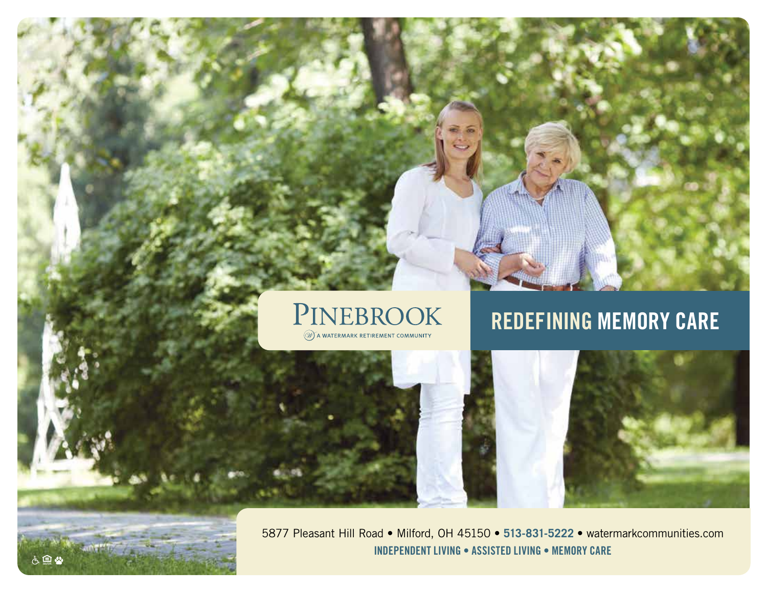# PINEBROOK

A WATERMARK RETIREMENT COMMUNITY

## REDEFINING MEMORY CARE

5877 Pleasant Hill Road • Milford, OH 45150 • **513-831-5222** • watermarkcommunities.com

**INDEPENDENT LIVING • ASSISTED LIVING • MEMORY CARE**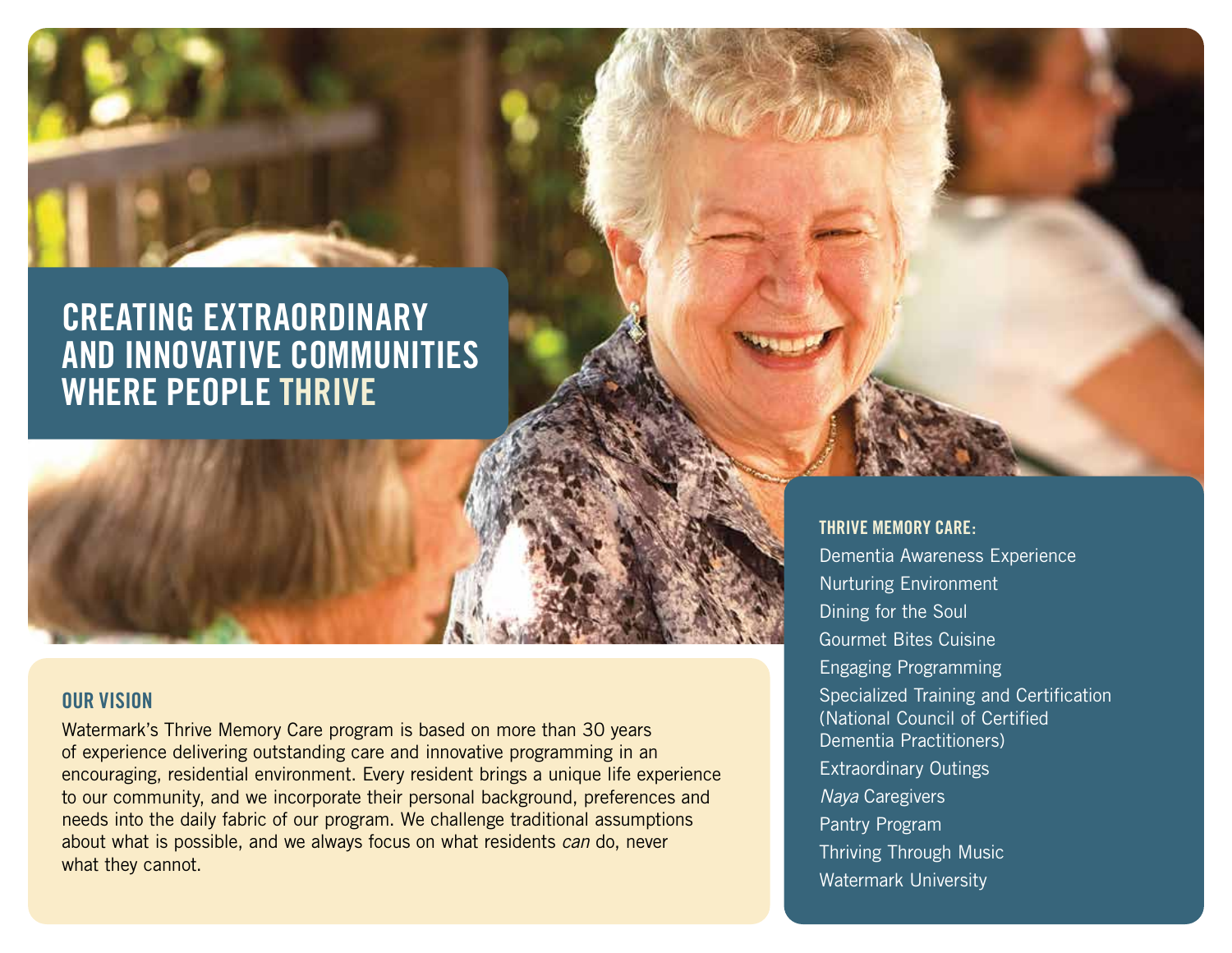# CREATING EXTRAORDINARY AND INNOVATIVE COMMUNITIES WHERE PEOPLE THRIVE

## OUR VISION

Watermark's Thrive Memory Care program is based on more than 30 years of experience delivering outstanding care and innovative programming in an encouraging, residential environment. Every resident brings a unique life experience to our community, and we incorporate their personal background, preferences and needs into the daily fabric of our program. We challenge traditional assumptions about what is possible, and we always focus on what residents *can* do, never what they cannot.

## THRIVE MEMORY CARE:

- Dementia Awareness Experience
- Nurturing Environment
- Dining for the Soul
- Gourmet Bites Cuisine
- Engaging Programming
- Specialized Training and Certification (National Council of Certified Dementia Practitioners)
- Extraordinary Outings
- *Naya* Caregivers
- Pantry Program
- Thriving Through Music
- Watermark University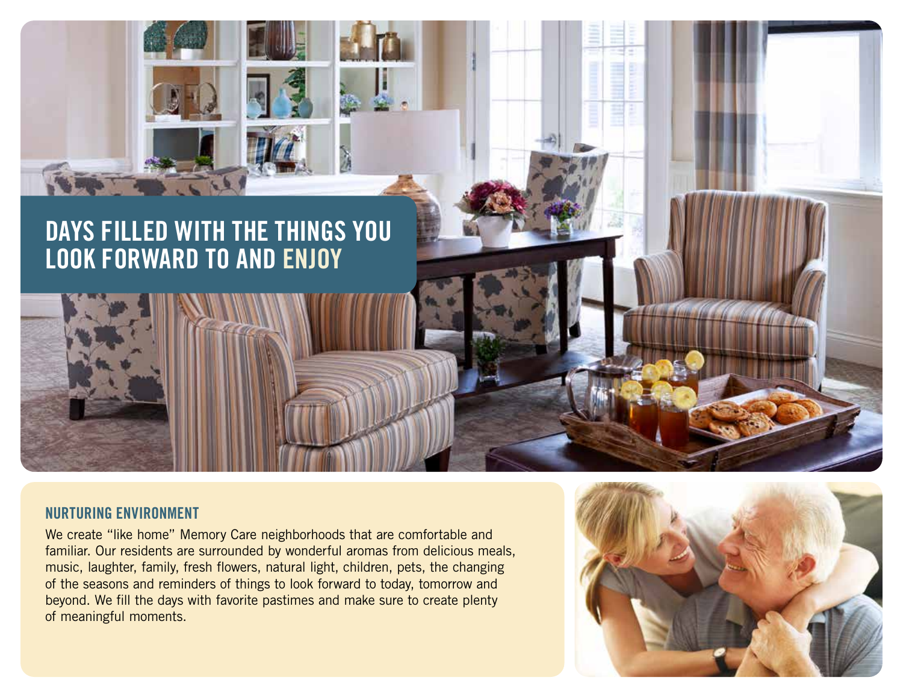# DAYS FILLED WITH THE THINGS YOU LOOK FORWARD TO AND ENJOY

## NURTURING ENVIRONMENT

We create “like home” Memory Care neighborhoods that are comfortable and familiar. Our residents are surrounded by wonderful aromas from delicious meals, music, laughter, family, fresh flowers, natural light, children, pets, the changing of the seasons and reminders of things to look forward to today, tomorrow and beyond. We fill the days with favorite pastimes and make sure to create plenty of meaningful moments.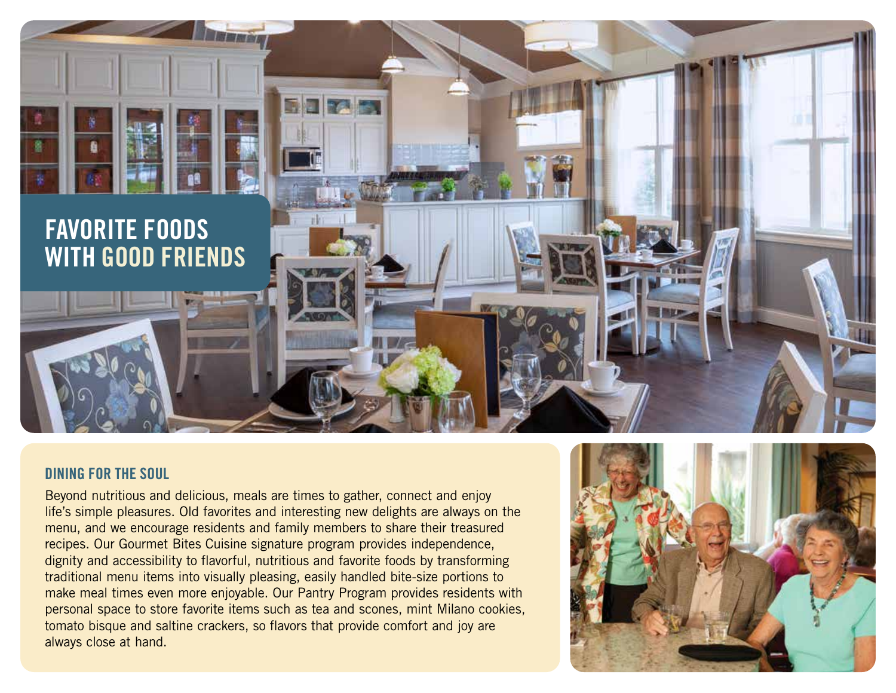# FAVORITE FOODS WITH GOOD FRIENDS

## DINING FOR THE SOUL

Beyond nutritious and delicious, meals are times to gather, connect and enjoy life's simple pleasures. Old favorites and interesting new delights are always on the menu, and we encourage residents and family members to share their treasured recipes. Our Gourmet Bites Cuisine signature program provides independence, dignity and accessibility to flavorful, nutritious and favorite foods by transforming traditional menu items into visually pleasing, easily handled bite-size portions to make meal times even more enjoyable. Our Pantry Program provides residents with personal space to store favorite items such as tea and scones, mint Milano cookies, tomato bisque and saltine crackers, so flavors that provide comfort and joy are always close at hand.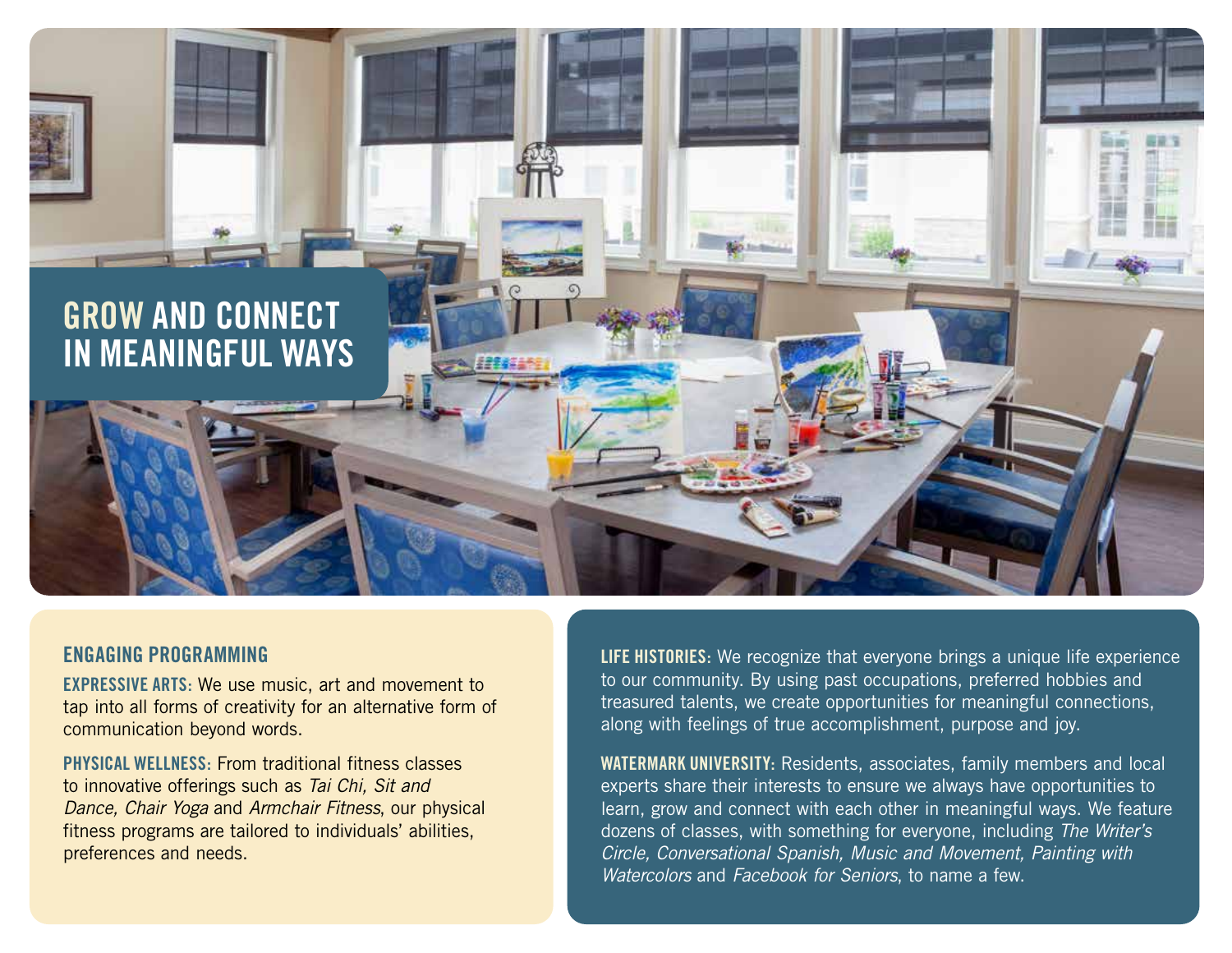# GROW AND CONNECT IN MEANINGFUL WAYS

## ENGAGING PROGRAMMING

**EXPRESSIVE ARTS:** We use music, art and movement to tap into all forms of creativity for an alternative form of communication beyond words.

**PHYSICAL WELLNESS:** From traditional fitness classes to innovative offerings such as *Tai Chi, Sit and Dance, Chair Yoga* and *Armchair Fitness*, our physical fitness programs are tailored to individuals' abilities, preferences and needs.

**LIFE HISTORIES:** We recognize that everyone brings a unique life experience to our community. By using past occupations, preferred hobbies and treasured talents, we create opportunities for meaningful connections, along with feelings of true accomplishment, purpose and joy.

**WATERMARK UNIVERSITY:** Residents, associates, family members and local experts share their interests to ensure we always have opportunities to learn, grow and connect with each other in meaningful ways. We feature dozens of classes, with something for everyone, including *The Writer's Circle, Conversational Spanish, Music and Movement, Painting with Watercolors* and *Facebook for Seniors*, to name a few.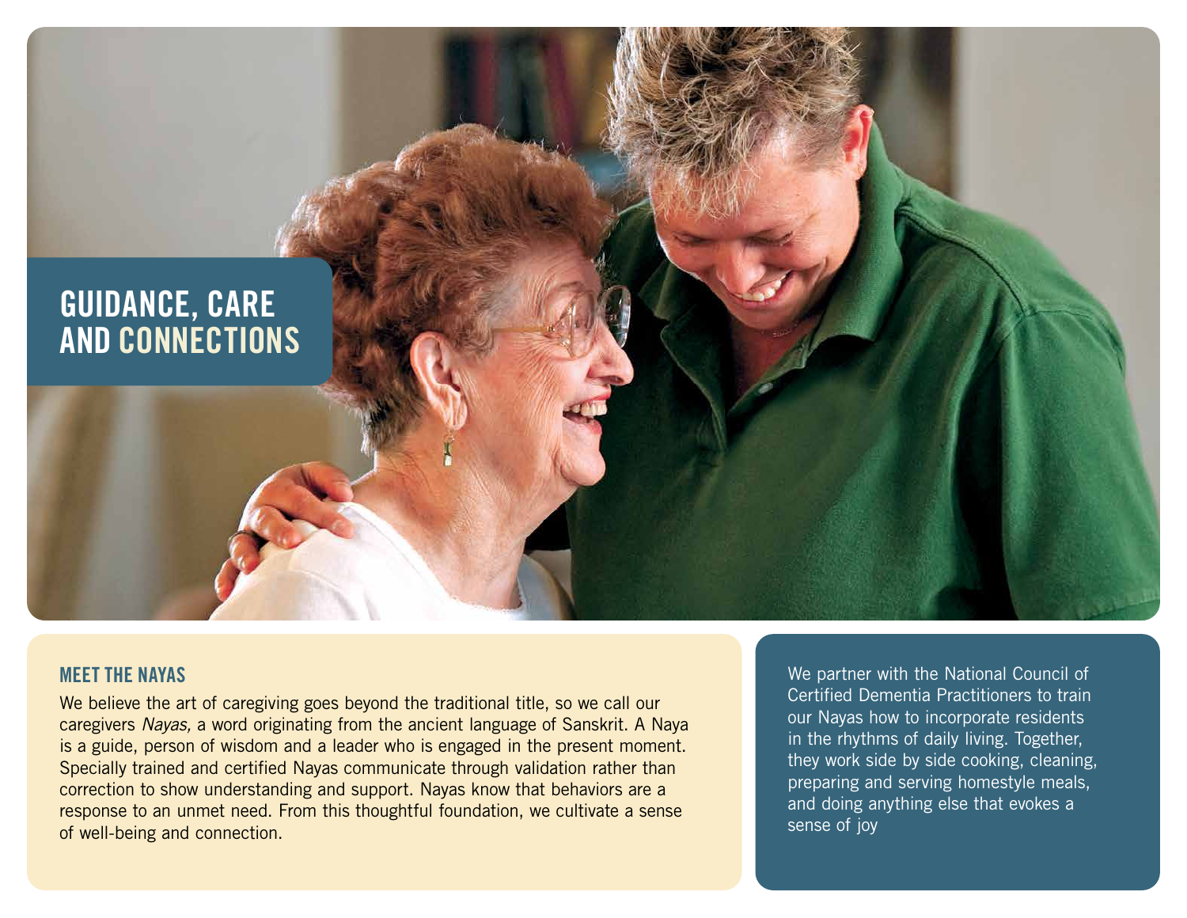# GUIDANCE, CARE AND CONNECTIONS

## MEET THE NAYAS

We believe the art of caregiving goes beyond the traditional title, so we call our caregivers *Nayas,* a word originating from the ancient language of Sanskrit. A Naya is a guide, person of wisdom and a leader who is engaged in the present moment. Specially trained and certified Nayas communicate through validation rather than correction to show understanding and support. Nayas know that behaviors are a response to an unmet need. From this thoughtful foundation, we cultivate a sense of well-being and connection.

We partner with the National Council of Certified Dementia Practitioners to train our Nayas how to incorporate residents in the rhythms of daily living. Together, they work side by side cooking, cleaning, preparing and serving homestyle meals, and doing anything else that evokes a sense of joy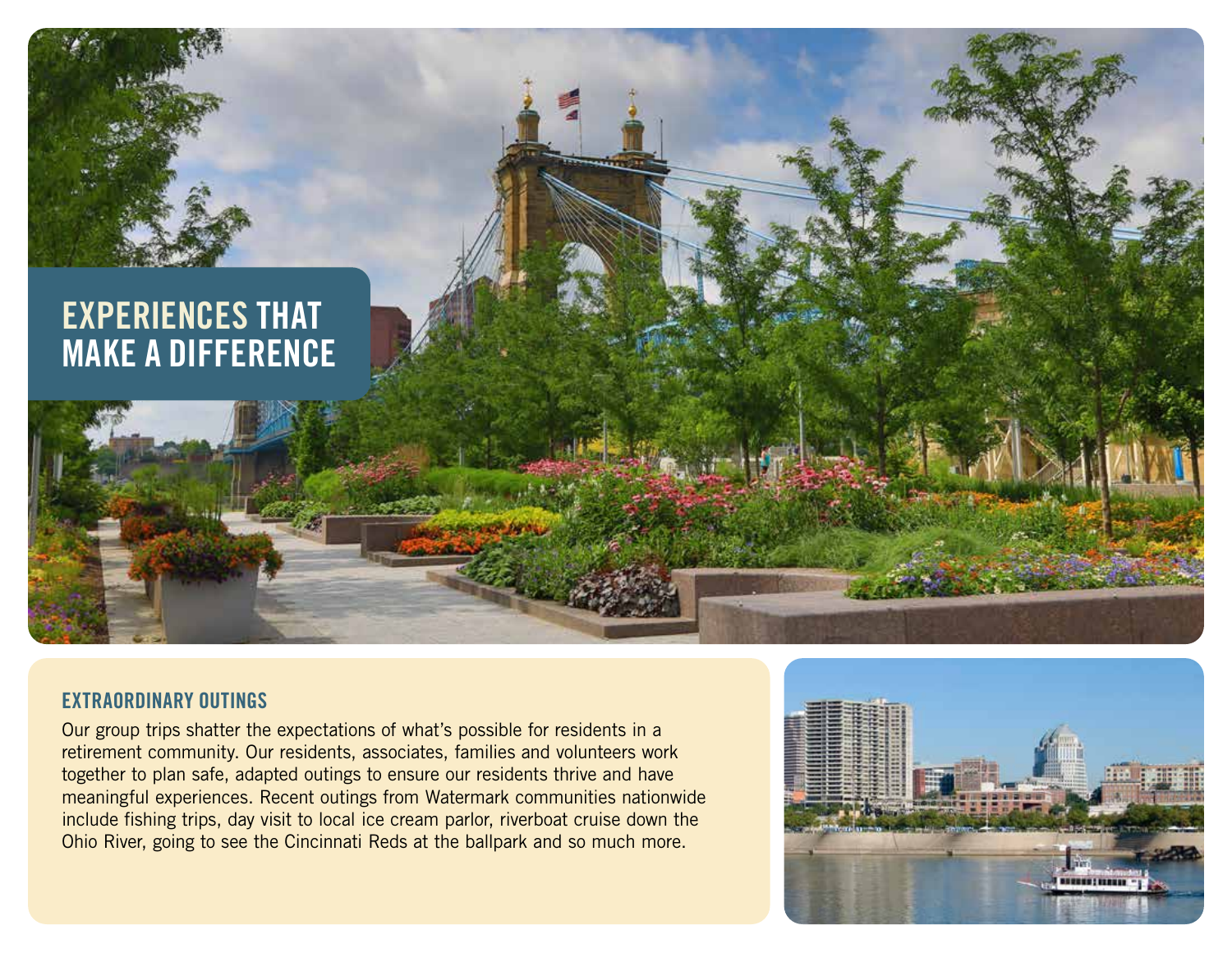# EXPERIENCES THAT MAKE A DIFFERENCE

## EXTRAORDINARY OUTINGS

Our group trips shatter the expectations of what's possible for residents in a retirement community. Our residents, associates, families and volunteers work together to plan safe, adapted outings to ensure our residents thrive and have meaningful experiences. Recent outings from Watermark communities nationwide include fishing trips, day visit to local ice cream parlor, riverboat cruise down the Ohio River, going to see the Cincinnati Reds at the ballpark and so much more.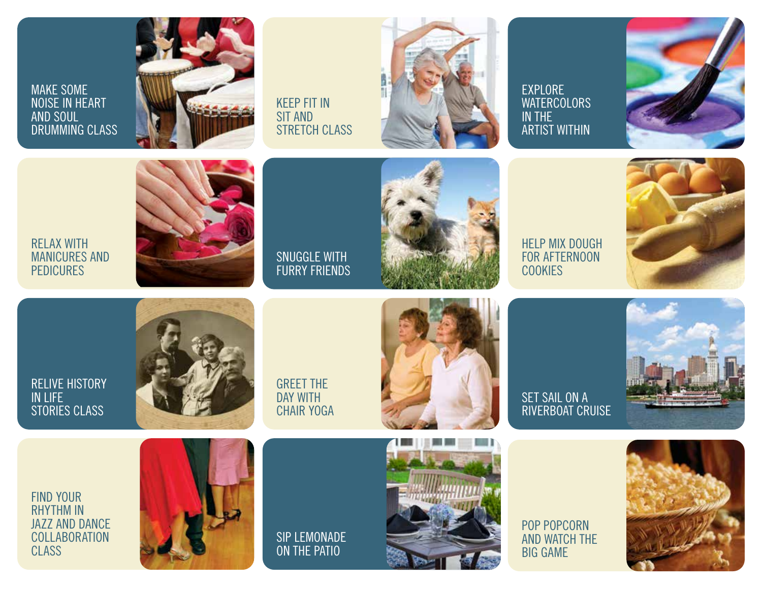MAKE SOME NOISE IN HEART AND SOUL DRUMMING CLASS

KEEP FIT IN SIT AND STRETCH CLASS

EXPLORE WATERCOLORS IN THE ARTIST WITHIN

RELAX WITH MANICURES AND PEDICURES

SNUGGLE WITH FURRY FRIENDS

HELP MIX DOUGH FOR AFTERNOON COOKIES

RELIVE HISTORY IN LIFE STORIES CLASS

GREET THE DAY WITH CHAIR YOGA

SET SAIL ON A RIVERBOAT CRUISE

FIND YOUR RHYTHM IN JAZZ AND DANCE COLLABORATION CLASS

SIP LEMONADE ON THE PATIO

POP POPCORN AND WATCH THE BIG GAME